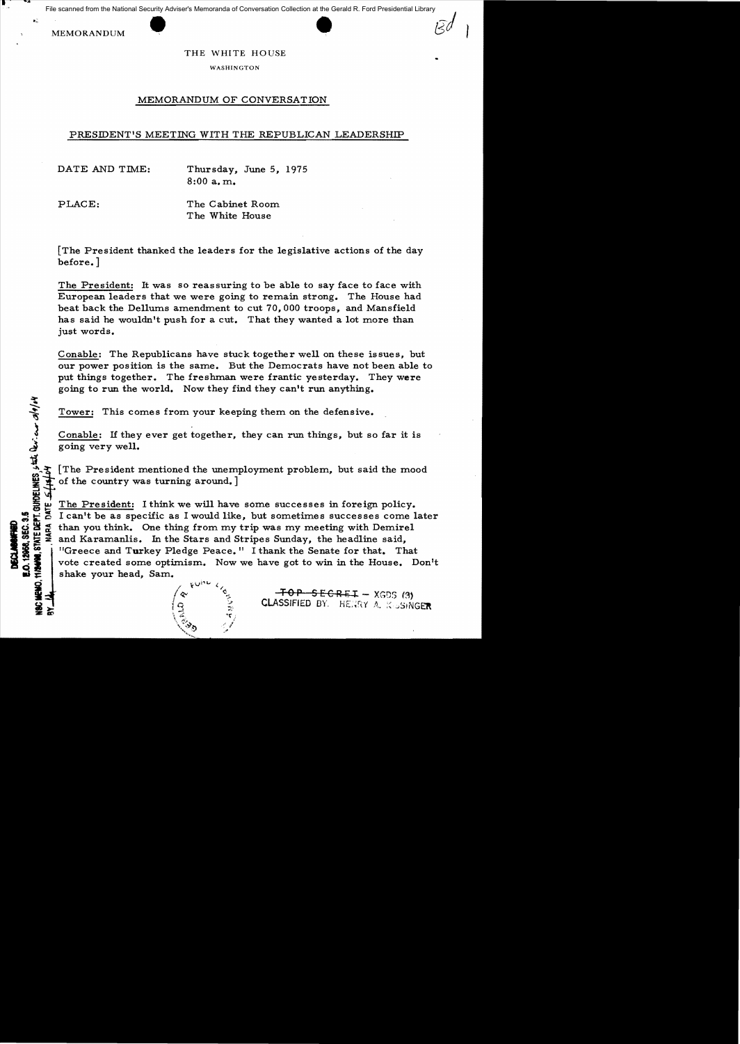MEMORANDUM

THE WHITE HOUSE

WASHINGTON

## MEMORANDUM OF CONVERSATION

### PRESIDENT'S MEETING WITH THE REPUBLICAN LEADERSHIP

DATE AND TIME: Thursday, June 5, 1975
8:00 a.m.

PLACE: The Cabinet Room
The White House

[The President thanked the leaders for the legislative actions of the day before.]

The President: It was so reassuring to be able to say face to face with European leaders that we were going to remain strong. The House had beat back the Dellums amendment to cut 70,000 troops, and Mansfield has said he wouldn't push for a cut. That they wanted a lot more than just words.

Conable: The Republicans have stuck together well on these issues, but our power position is the same. But the Democrats have not been able to put things together. The freshman were frantic yesterday. They were going to run the world. Now they find they can't run anything.

Tower: This comes from your keeping them on the defensive.

Conable: If they ever get together, they can run things, but so far it is going very well.

[The President mentioned the unemployment problem, but said the mood of the country was turning around.]

The President: I think we will have some successes in foreign policy. I can't be as specific as I would like, but sometimes successes come later than you think. One thing from my trip was my meeting with Demirel and Karamanlis. In the Stars and Stripes Sunday, the headline said, "Greece and Turkey Pledge Peace." I thank the Senate for that. That vote created some optimism. Now we have got to win in the House. Don't shake your head, Sam.

~~TOP SECRET~~ – XGDS (3)
CLASSIFIED BY: HENRY A. KISSINGER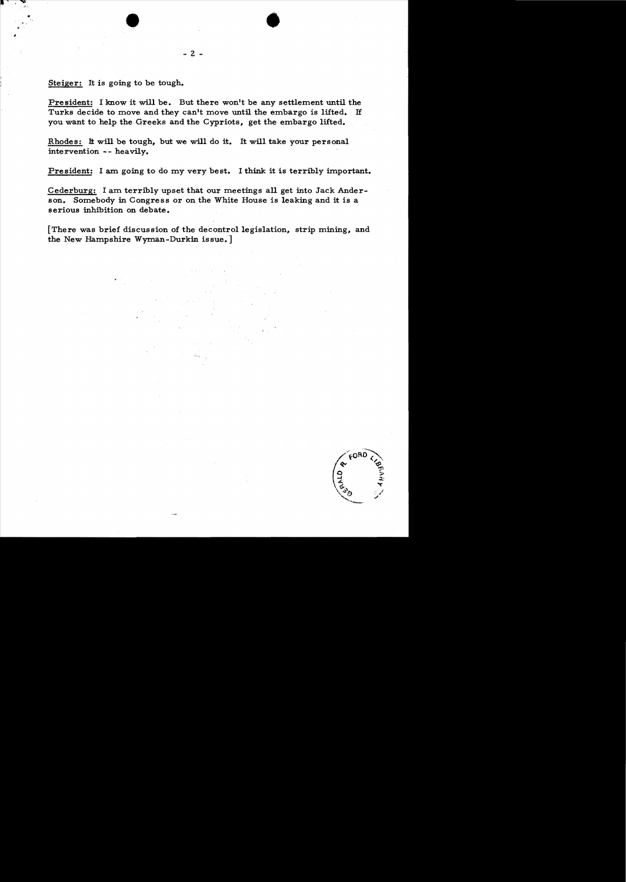<u>Steiger:</u> It is going to be tough.

<u>President:</u> I know it will be. But there won't be any settlement until the Turks decide to move and they can't move until the embargo is lifted. If you want to help the Greeks and the Cypriots, get the embargo lifted.

<u>Rhodes:</u> It will be tough, but we will do it. It will take your personal intervention -- heavily.

<u>President:</u> I am going to do my very best. I think it is terribly important.

<u>Cederburg:</u> I am terribly upset that our meetings all get into Jack Anderson. Somebody in Congress or on the White House is leaking and it is a serious inhibition on debate.

[There was brief discussion of the decontrol legislation, strip mining, and the New Hampshire Wyman-Durkin issue.]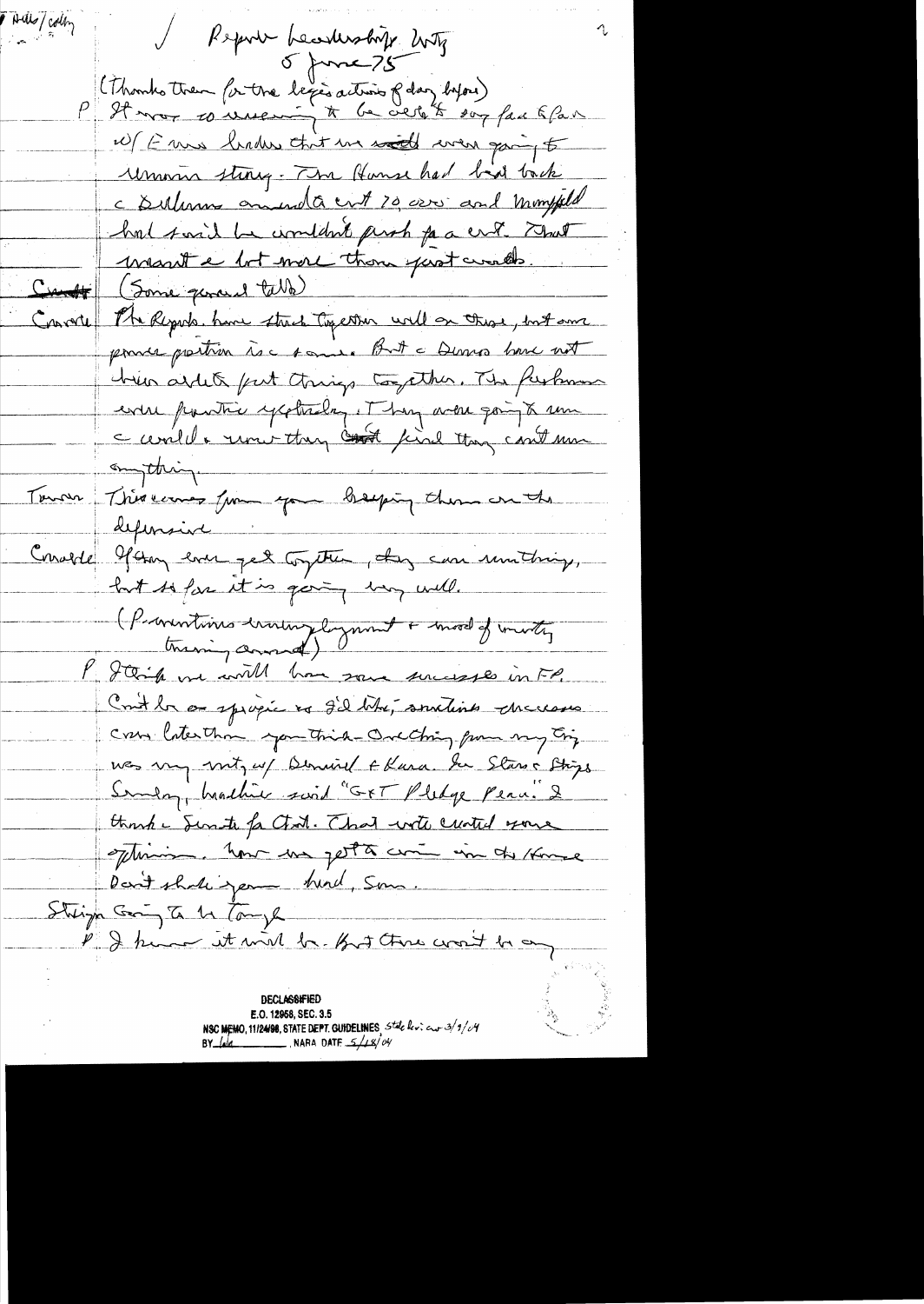Hall / Colby

/ Republican Leadership Mtg
5 June 75

(Thanks them for the legis action of day before)

P It was so unnerving to be able to say face to face w/ Europe leaders that we would win going to unmoving strong. The House had bit back c Sullivan amend a cut 70,000 and Mansfield had said he wouldn't push for a cut. That meant a lot more than just words.

(Some general talk)

Conable The Repubs have stuck together well on these, but our power position is c same. But c Dems have not been able to put things together. The freshmen were frantic yesterday. They are going to win c world + now they find they can't win anything.

Tower This comes from your keeping them on the defensive.

Conable If they ever get together, they can win things, but so far it is going very well.

(P mentions unemployment + mood of country turning around)

P I think we will have some successes in FP. Can't be as specific as I'd like; sometimes successes come later than you think. One thing from my trip was my mtg w/ Demirel + Karamanlis. In Stars + Stripes Sunday, headline said "G + T Pledge Peace." I think c Senate for that. That vote created some optimism. Now we get a win in the House. Don't shake your head, Sam.

Stratton Going to be tough

P I know it will be. But there won't be any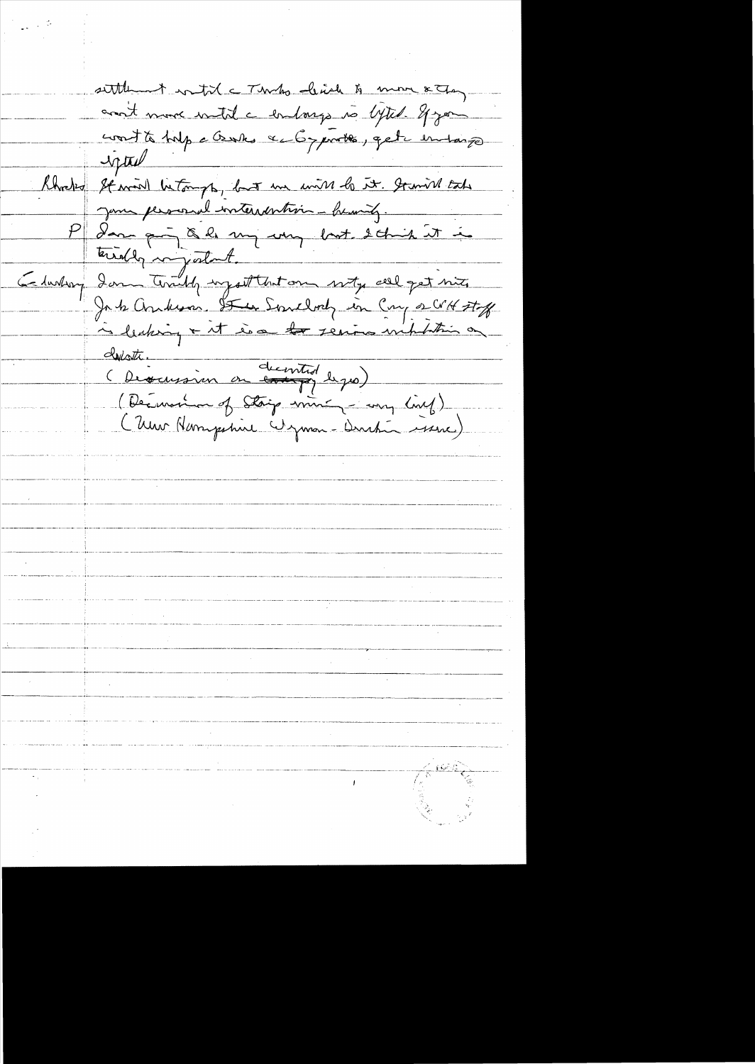settlement until the Turks decide to move & they won't move until the embargo is lifted. If you want to help the Greeks & the Cypriots, get the embargo lifted.

Rhodes: It will be tough, but we will do it. It will take your personal intervention – heavily.

P: I am going to do my very best. I think it is terribly important.

Cederberg: I am terribly upset that our entity all got into Jack Anderson. Somebody in Cong or WH staff is leaking & it is a serious inhibition on debate.

(Discussion on downtied legis)

(Discussion of strip mining – very brief)

(New Hampshire Wyman-Durkin issue)